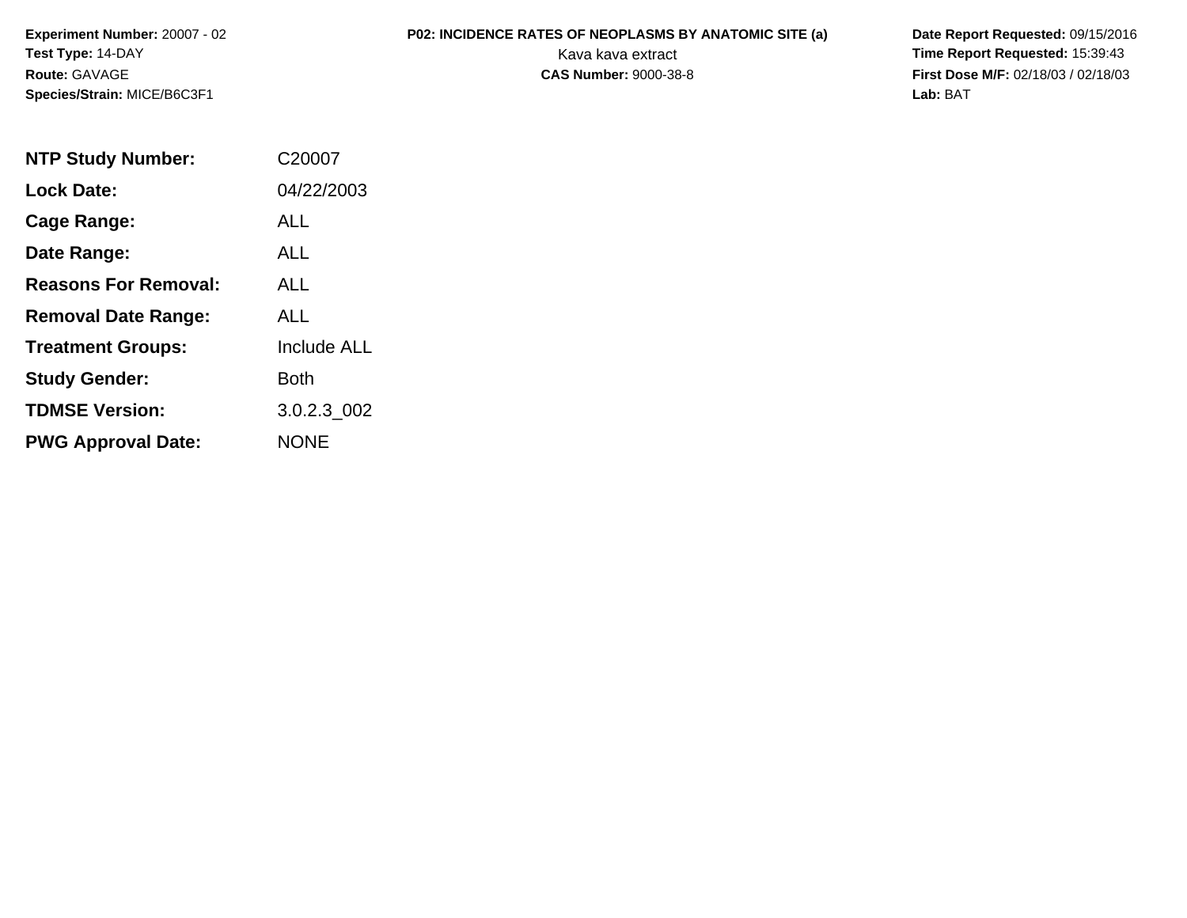**Experiment Number:** 20007 - 02
**Test Type:** 14-DAY
**Route:** GAVAGE
**Species/Strain:** MICE/B6C3F1

**P02: INCIDENCE RATES OF NEOPLASMS BY ANATOMIC SITE (a)**
Kava kava extract
**CAS Number:** 9000-38-8

**Date Report Requested:** 09/15/2016
**Time Report Requested:** 15:39:43
**First Dose M/F:** 02/18/03 / 02/18/03
**Lab:** BAT

| | |
|---|---|
| **NTP Study Number:** | C20007 |
| **Lock Date:** | 04/22/2003 |
| **Cage Range:** | ALL |
| **Date Range:** | ALL |
| **Reasons For Removal:** | ALL |
| **Removal Date Range:** | ALL |
| **Treatment Groups:** | Include ALL |
| **Study Gender:** | Both |
| **TDMSE Version:** | 3.0.2.3_002 |
| **PWG Approval Date:** | NONE |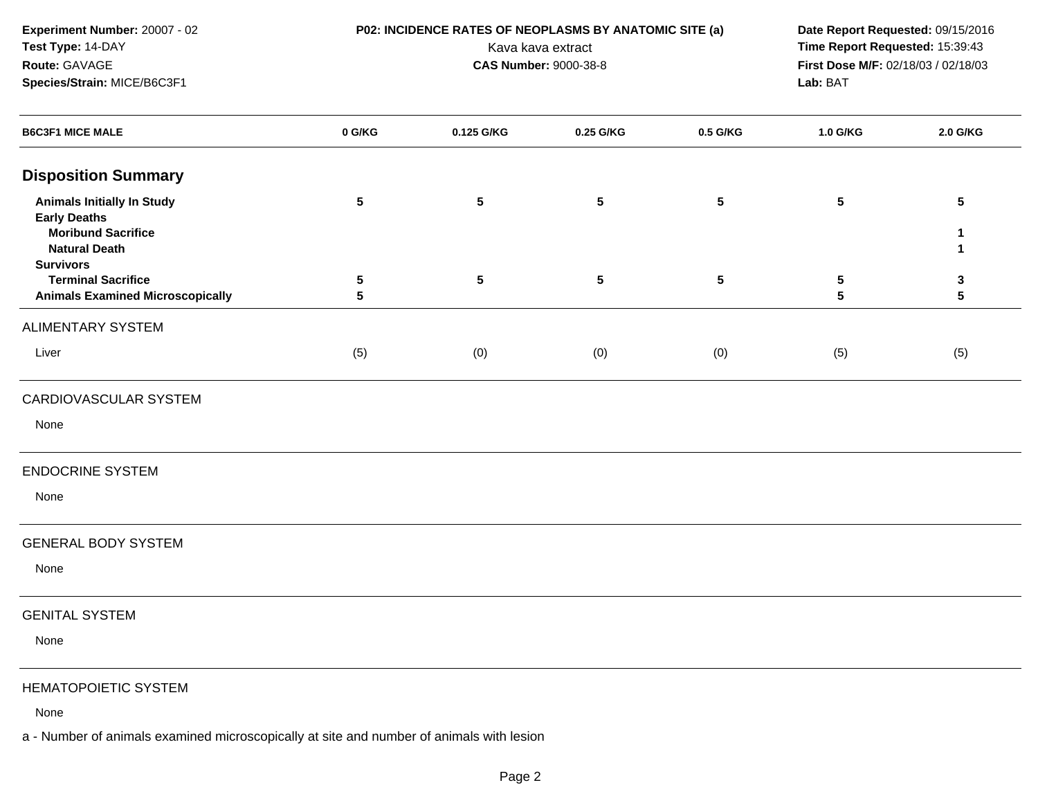**Experiment Number:** 20007 - 02
**Test Type:** 14-DAY
**Route:** GAVAGE
**Species/Strain:** MICE/B6C3F1

**P02: INCIDENCE RATES OF NEOPLASMS BY ANATOMIC SITE (a)**
Kava kava extract
**CAS Number:** 9000-38-8

**Date Report Requested:** 09/15/2016
**Time Report Requested:** 15:39:43
**First Dose M/F:** 02/18/03 / 02/18/03
**Lab:** BAT

| B6C3F1 MICE MALE | 0 G/KG | 0.125 G/KG | 0.25 G/KG | 0.5 G/KG | 1.0 G/KG | 2.0 G/KG |
|---|---|---|---|---|---|---|
| **Disposition Summary** | | | | | | |
| **Animals Initially In Study** | 5 | 5 | 5 | 5 | 5 | 5 |
| **Early Deaths** | | | | | | |
| **Moribund Sacrifice** | | | | | | 1 |
| **Natural Death** | | | | | | 1 |
| **Survivors** | | | | | | |
| **Terminal Sacrifice** | 5 | 5 | 5 | 5 | 5 | 3 |
| **Animals Examined Microscopically** | 5 | | | | 5 | 5 |
| ALIMENTARY SYSTEM | | | | | | |
| Liver | (5) | (0) | (0) | (0) | (5) | (5) |
| CARDIOVASCULAR SYSTEM | | | | | | |
| None | | | | | | |
| ENDOCRINE SYSTEM | | | | | | |
| None | | | | | | |
| GENERAL BODY SYSTEM | | | | | | |
| None | | | | | | |
| GENITAL SYSTEM | | | | | | |
| None | | | | | | |
| HEMATOPOIETIC SYSTEM | | | | | | |
| None | | | | | | |

a - Number of animals examined microscopically at site and number of animals with lesion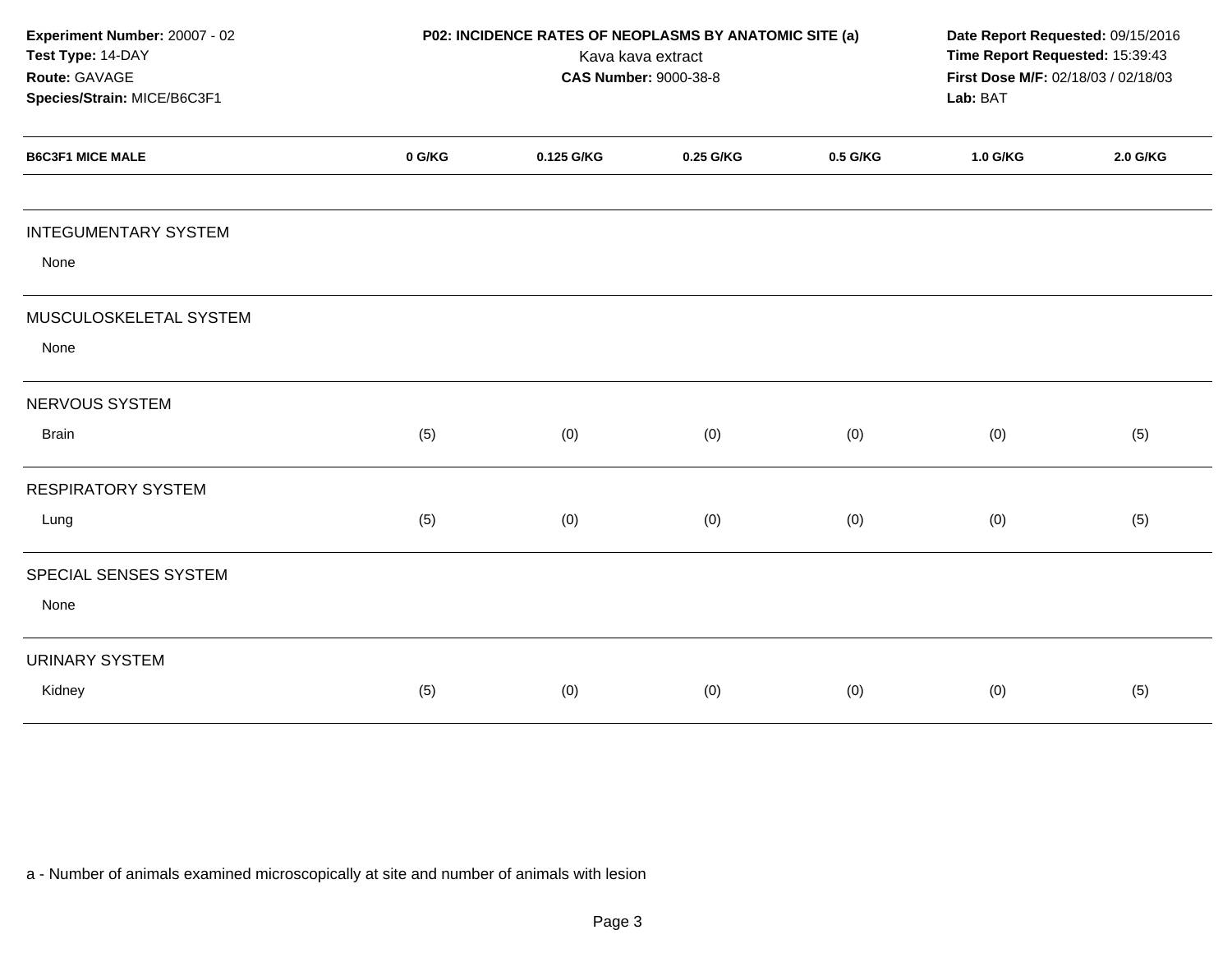**Experiment Number:** 20007 - 02
**Test Type:** 14-DAY
**Route:** GAVAGE
**Species/Strain:** MICE/B6C3F1

**P02: INCIDENCE RATES OF NEOPLASMS BY ANATOMIC SITE (a)**
Kava kava extract
**CAS Number:** 9000-38-8

**Date Report Requested:** 09/15/2016
**Time Report Requested:** 15:39:43
**First Dose M/F:** 02/18/03 / 02/18/03
**Lab:** BAT

| B6C3F1 MICE MALE | 0 G/KG | 0.125 G/KG | 0.25 G/KG | 0.5 G/KG | 1.0 G/KG | 2.0 G/KG |
|---|---|---|---|---|---|---|
| INTEGUMENTARY SYSTEM | | | | | | |
| None | | | | | | |
| MUSCULOSKELETAL SYSTEM | | | | | | |
| None | | | | | | |
| NERVOUS SYSTEM | | | | | | |
| Brain | (5) | (0) | (0) | (0) | (0) | (5) |
| RESPIRATORY SYSTEM | | | | | | |
| Lung | (5) | (0) | (0) | (0) | (0) | (5) |
| SPECIAL SENSES SYSTEM | | | | | | |
| None | | | | | | |
| URINARY SYSTEM | | | | | | |
| Kidney | (5) | (0) | (0) | (0) | (0) | (5) |

a - Number of animals examined microscopically at site and number of animals with lesion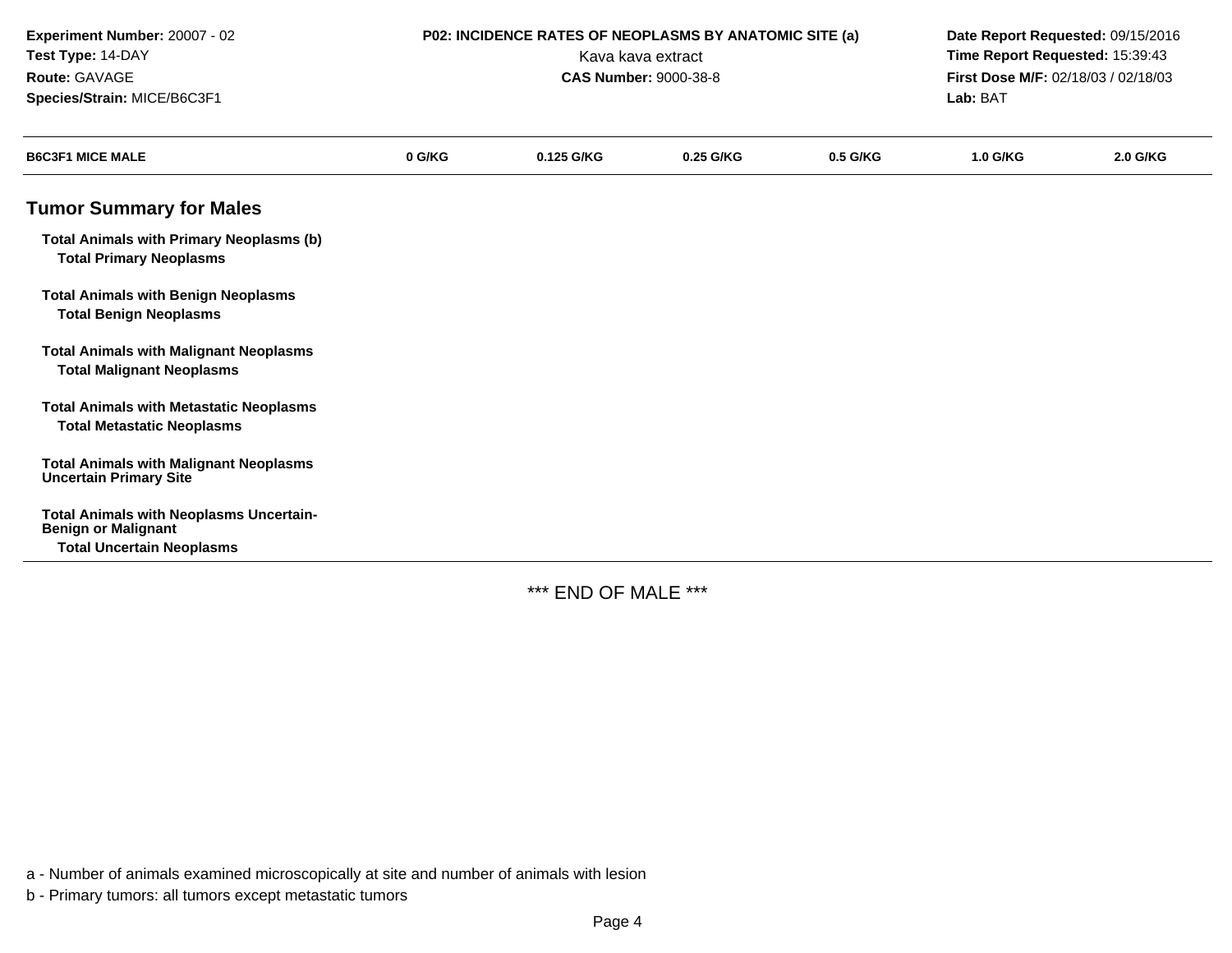Experiment Number: 20007 - 02
Test Type: 14-DAY
Route: GAVAGE
Species/Strain: MICE/B6C3F1

**P02: INCIDENCE RATES OF NEOPLASMS BY ANATOMIC SITE (a)**
Kava kava extract
**CAS Number:** 9000-38-8

**Date Report Requested:** 09/15/2016
**Time Report Requested:** 15:39:43
**First Dose M/F:** 02/18/03 / 02/18/03
**Lab:** BAT

| B6C3F1 MICE MALE | 0 G/KG | 0.125 G/KG | 0.25 G/KG | 0.5 G/KG | 1.0 G/KG | 2.0 G/KG |
|---|---|---|---|---|---|---|

## Tumor Summary for Males

| | | | | | | |
|---|---|---|---|---|---|---|
| **Total Animals with Primary Neoplasms (b)** | | | | | | |
| **Total Primary Neoplasms** | | | | | | |
| **Total Animals with Benign Neoplasms** | | | | | | |
| **Total Benign Neoplasms** | | | | | | |
| **Total Animals with Malignant Neoplasms** | | | | | | |
| **Total Malignant Neoplasms** | | | | | | |
| **Total Animals with Metastatic Neoplasms** | | | | | | |
| **Total Metastatic Neoplasms** | | | | | | |
| **Total Animals with Malignant Neoplasms Uncertain Primary Site** | | | | | | |
| **Total Animals with Neoplasms Uncertain-Benign or Malignant** | | | | | | |
| **Total Uncertain Neoplasms** | | | | | | |

*** END OF MALE ***

a - Number of animals examined microscopically at site and number of animals with lesion

b - Primary tumors: all tumors except metastatic tumors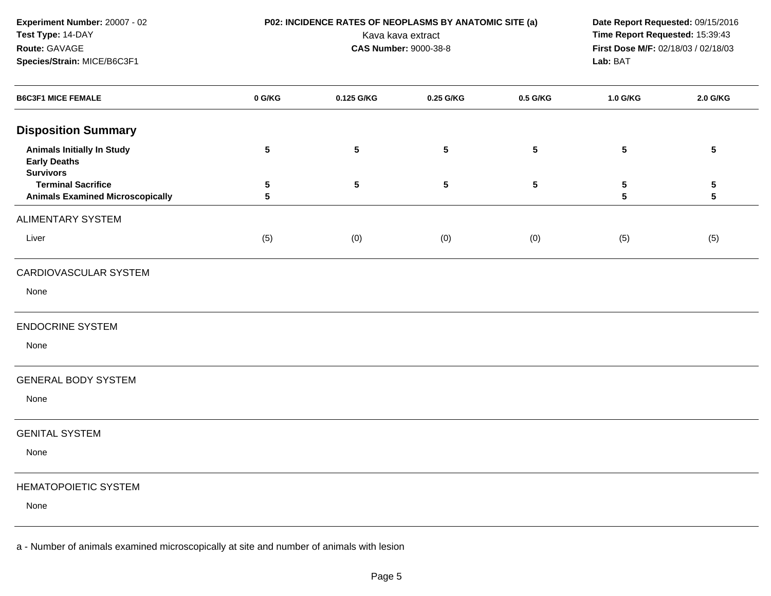**Experiment Number:** 20007 - 02
**Test Type:** 14-DAY
**Route:** GAVAGE
**Species/Strain:** MICE/B6C3F1

**P02: INCIDENCE RATES OF NEOPLASMS BY ANATOMIC SITE (a)**
Kava kava extract
**CAS Number:** 9000-38-8

**Date Report Requested:** 09/15/2016
**Time Report Requested:** 15:39:43
**First Dose M/F:** 02/18/03 / 02/18/03
**Lab:** BAT

| B6C3F1 MICE FEMALE | 0 G/KG | 0.125 G/KG | 0.25 G/KG | 0.5 G/KG | 1.0 G/KG | 2.0 G/KG |
|---|---|---|---|---|---|---|
| **Disposition Summary** | | | | | | |
| **Animals Initially In Study** | 5 | 5 | 5 | 5 | 5 | 5 |
| **Early Deaths** | | | | | | |
| **Survivors** | | | | | | |
| **Terminal Sacrifice** | 5 | 5 | 5 | 5 | 5 | 5 |
| **Animals Examined Microscopically** | 5 | | | | 5 | 5 |
| ALIMENTARY SYSTEM | | | | | | |
| Liver | (5) | (0) | (0) | (0) | (5) | (5) |
| CARDIOVASCULAR SYSTEM | | | | | | |
| None | | | | | | |
| ENDOCRINE SYSTEM | | | | | | |
| None | | | | | | |
| GENERAL BODY SYSTEM | | | | | | |
| None | | | | | | |
| GENITAL SYSTEM | | | | | | |
| None | | | | | | |
| HEMATOPOIETIC SYSTEM | | | | | | |
| None | | | | | | |

a - Number of animals examined microscopically at site and number of animals with lesion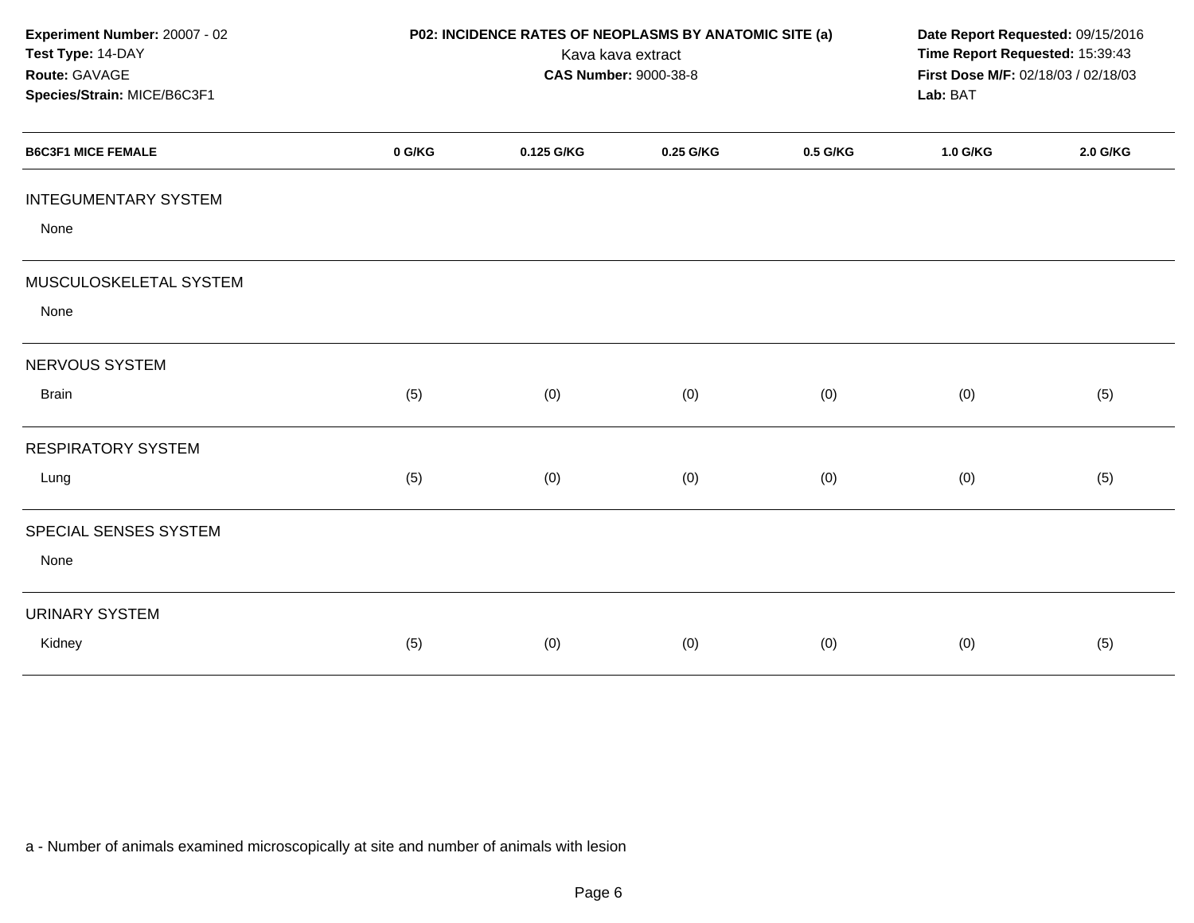**Experiment Number:** 20007 - 02
**Test Type:** 14-DAY
**Route:** GAVAGE
**Species/Strain:** MICE/B6C3F1

**P02: INCIDENCE RATES OF NEOPLASMS BY ANATOMIC SITE (a)**
Kava kava extract
**CAS Number:** 9000-38-8

**Date Report Requested:** 09/15/2016
**Time Report Requested:** 15:39:43
**First Dose M/F:** 02/18/03 / 02/18/03
**Lab:** BAT

| B6C3F1 MICE FEMALE | 0 G/KG | 0.125 G/KG | 0.25 G/KG | 0.5 G/KG | 1.0 G/KG | 2.0 G/KG |
|---|---|---|---|---|---|---|
| INTEGUMENTARY SYSTEM | | | | | | |
| None | | | | | | |
| MUSCULOSKELETAL SYSTEM | | | | | | |
| None | | | | | | |
| NERVOUS SYSTEM | | | | | | |
| Brain | (5) | (0) | (0) | (0) | (0) | (5) |
| RESPIRATORY SYSTEM | | | | | | |
| Lung | (5) | (0) | (0) | (0) | (0) | (5) |
| SPECIAL SENSES SYSTEM | | | | | | |
| None | | | | | | |
| URINARY SYSTEM | | | | | | |
| Kidney | (5) | (0) | (0) | (0) | (0) | (5) |

a - Number of animals examined microscopically at site and number of animals with lesion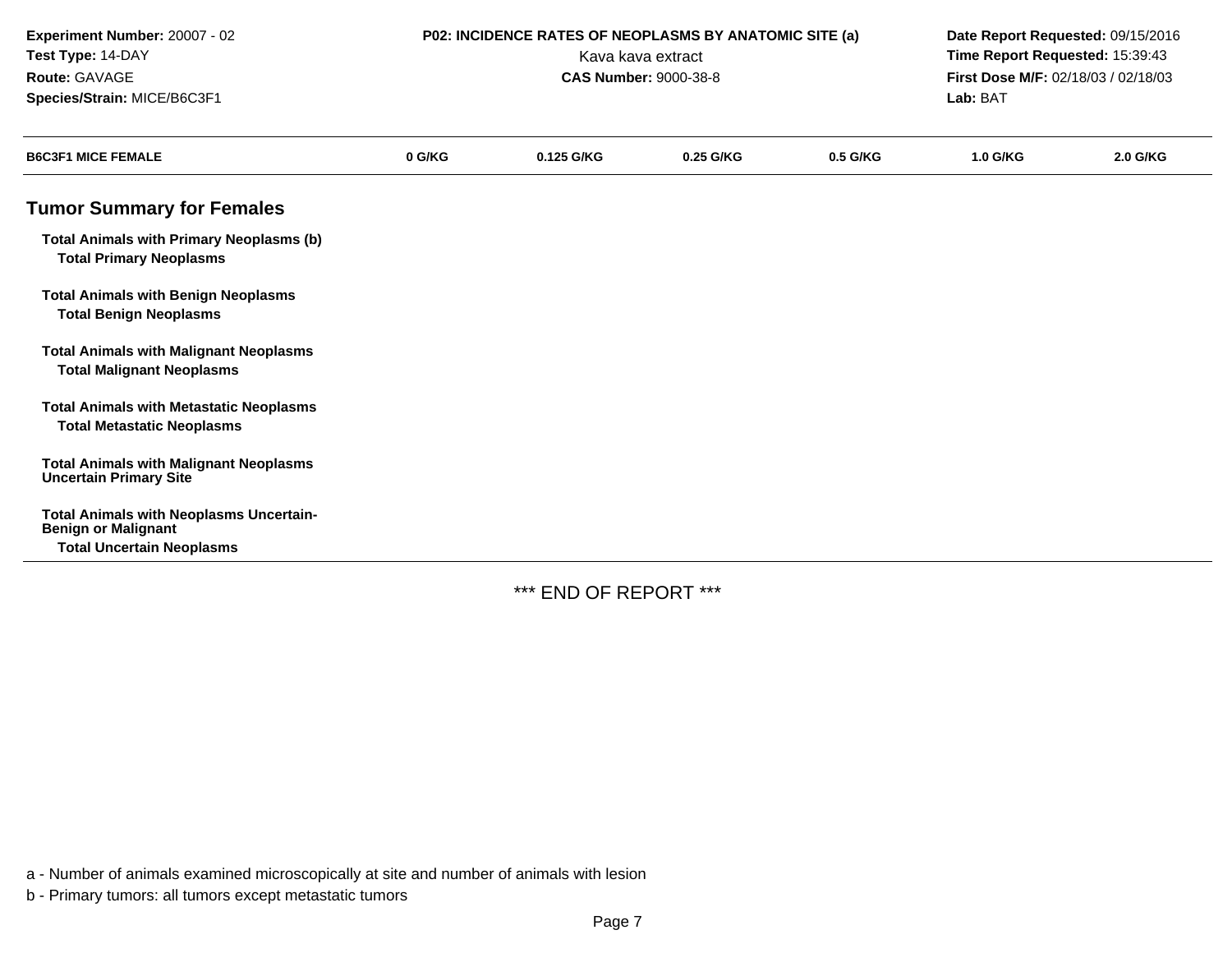**Experiment Number:** 20007 - 02
**Test Type:** 14-DAY
**Route:** GAVAGE
**Species/Strain:** MICE/B6C3F1

**P02: INCIDENCE RATES OF NEOPLASMS BY ANATOMIC SITE (a)**
Kava kava extract
**CAS Number:** 9000-38-8

**Date Report Requested:** 09/15/2016
**Time Report Requested:** 15:39:43
**First Dose M/F:** 02/18/03 / 02/18/03
**Lab:** BAT

| B6C3F1 MICE FEMALE | 0 G/KG | 0.125 G/KG | 0.25 G/KG | 0.5 G/KG | 1.0 G/KG | 2.0 G/KG |
|---|---|---|---|---|---|---|
| **Tumor Summary for Females** | | | | | | |
| **Total Animals with Primary Neoplasms (b)** | | | | | | |
| **Total Primary Neoplasms** | | | | | | |
| **Total Animals with Benign Neoplasms** | | | | | | |
| **Total Benign Neoplasms** | | | | | | |
| **Total Animals with Malignant Neoplasms** | | | | | | |
| **Total Malignant Neoplasms** | | | | | | |
| **Total Animals with Metastatic Neoplasms** | | | | | | |
| **Total Metastatic Neoplasms** | | | | | | |
| **Total Animals with Malignant Neoplasms Uncertain Primary Site** | | | | | | |
| **Total Animals with Neoplasms Uncertain-Benign or Malignant** | | | | | | |
| **Total Uncertain Neoplasms** | | | | | | |

*** END OF REPORT ***

a - Number of animals examined microscopically at site and number of animals with lesion

b - Primary tumors: all tumors except metastatic tumors